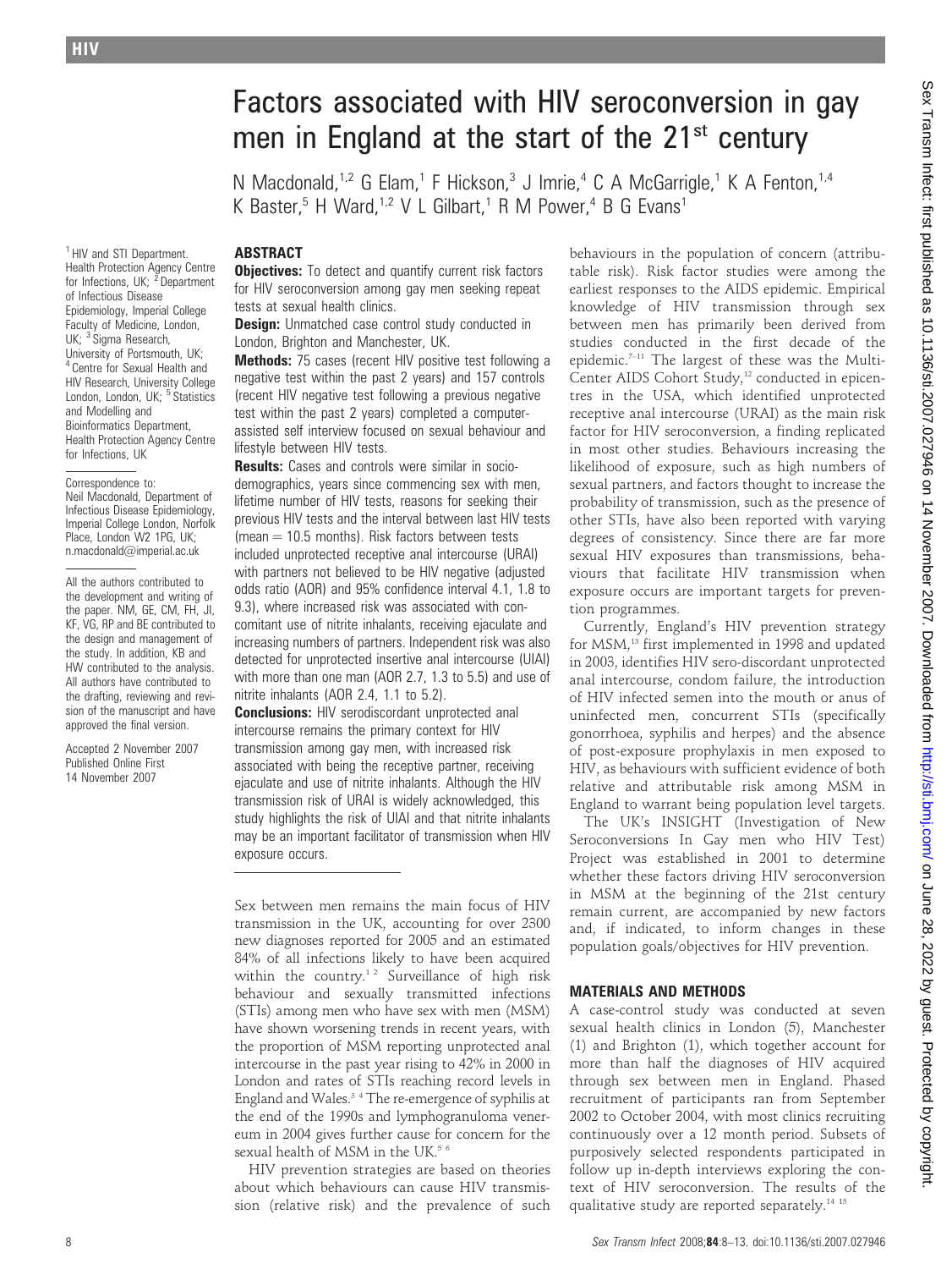# Factors associated with HIV seroconversion in gay men in England at the start of the 21st century

N Macdonald,[1,2] G Elam,[1] F Hickson,[3] J Imrie,[4] C A McGarrigle,[1] K A Fenton,[1,4] K Baster,[5] H Ward,[1,2] V L Gilbart,[1] R M Power,[4] B G Evans[1]

[1] HIV and STI Department, Health Protection Agency Centre for Infections, UK; [2] Department of Infectious Disease Epidemiology, Imperial College Faculty of Medicine, London, UK; [3] Sigma Research, University of Portsmouth, UK; [4] Centre for Sexual Health and HIV Research, University College London, London, UK; [5] Statistics and Modelling and Bioinformatics Department, Health Protection Agency Centre for Infections, UK

Correspondence to: Neil Macdonald, Department of Infectious Disease Epidemiology, Imperial College London, Norfolk Place, London W2 1PG, UK; n.macdonald@imperial.ac.uk

All the authors contributed to the development and writing of the paper. NM, GE, CM, FH, JI, KF, VG, RP and BE contributed to the design and management of the study. In addition, KB and HW contributed to the analysis. All authors have contributed to the drafting, reviewing and revision of the manuscript and have approved the final version.

Accepted 2 November 2007
Published Online First 14 November 2007

## ABSTRACT

**Objectives:** To detect and quantify current risk factors for HIV seroconversion among gay men seeking repeat tests at sexual health clinics.

**Design:** Unmatched case control study conducted in London, Brighton and Manchester, UK.

**Methods:** 75 cases (recent HIV positive test following a negative test within the past 2 years) and 157 controls (recent HIV negative test following a previous negative test within the past 2 years) completed a computer-assisted self interview focused on sexual behaviour and lifestyle between HIV tests.

**Results:** Cases and controls were similar in sociodemographics, years since commencing sex with men, lifetime number of HIV tests, reasons for seeking their previous HIV tests and the interval between last HIV tests (mean = 10.5 months). Risk factors between tests included unprotected receptive anal intercourse (URAI) with partners not believed to be HIV negative (adjusted odds ratio (AOR) and 95% confidence interval 4.1, 1.8 to 9.3), where increased risk was associated with concomitant use of nitrite inhalants, receiving ejaculate and increasing numbers of partners. Independent risk was also detected for unprotected insertive anal intercourse (UIAI) with more than one man (AOR 2.7, 1.3 to 5.5) and use of nitrite inhalants (AOR 2.4, 1.1 to 5.2).

**Conclusions:** HIV serodiscordant unprotected anal intercourse remains the primary context for HIV transmission among gay men, with increased risk associated with being the receptive partner, receiving ejaculate and use of nitrite inhalants. Although the HIV transmission risk of URAI is widely acknowledged, this study highlights the risk of UIAI and that nitrite inhalants may be an important facilitator of transmission when HIV exposure occurs.

Sex between men remains the main focus of HIV transmission in the UK, accounting for over 2300 new diagnoses reported for 2005 and an estimated 84% of all infections likely to have been acquired within the country.[1,2] Surveillance of high risk behaviour and sexually transmitted infections (STIs) among men who have sex with men (MSM) have shown worsening trends in recent years, with the proportion of MSM reporting unprotected anal intercourse in the past year rising to 42% in 2000 in London and rates of STIs reaching record levels in England and Wales.[3,4] The re-emergence of syphilis at the end of the 1990s and lymphogranuloma venereum in 2004 gives further cause for concern for the sexual health of MSM in the UK.[5,6]

HIV prevention strategies are based on theories about which behaviours can cause HIV transmission (relative risk) and the prevalence of such behaviours in the population of concern (attributable risk). Risk factor studies were among the earliest responses to the AIDS epidemic. Empirical knowledge of HIV transmission through sex between men has primarily been derived from studies conducted in the first decade of the epidemic.[7–11] The largest of these was the Multi-Center AIDS Cohort Study,[12] conducted in epicentres in the USA, which identified unprotected receptive anal intercourse (URAI) as the main risk factor for HIV seroconversion, a finding replicated in most other studies. Behaviours increasing the likelihood of exposure, such as high numbers of sexual partners, and factors thought to increase the probability of transmission, such as the presence of other STIs, have also been reported with varying degrees of consistency. Since there are far more sexual HIV exposures than transmissions, behaviours that facilitate HIV transmission when exposure occurs are important targets for prevention programmes.

Currently, England's HIV prevention strategy for MSM,[13] first implemented in 1998 and updated in 2003, identifies HIV sero-discordant unprotected anal intercourse, condom failure, the introduction of HIV infected semen into the mouth or anus of uninfected men, concurrent STIs (specifically gonorrhoea, syphilis and herpes) and the absence of post-exposure prophylaxis in men exposed to HIV, as behaviours with sufficient evidence of both relative and attributable risk among MSM in England to warrant being population level targets.

The UK's INSIGHT (Investigation of New Seroconversions In Gay men who HIV Test) Project was established in 2001 to determine whether these factors driving HIV seroconversion in MSM at the beginning of the 21st century remain current, are accompanied by new factors and, if indicated, to inform changes in these population goals/objectives for HIV prevention.

## MATERIALS AND METHODS

A case-control study was conducted at seven sexual health clinics in London (5), Manchester (1) and Brighton (1), which together account for more than half the diagnoses of HIV acquired through sex between men in England. Phased recruitment of participants ran from September 2002 to October 2004, with most clinics recruiting continuously over a 12 month period. Subsets of purposively selected respondents participated in follow up in-depth interviews exploring the context of HIV seroconversion. The results of the qualitative study are reported separately.[14,15]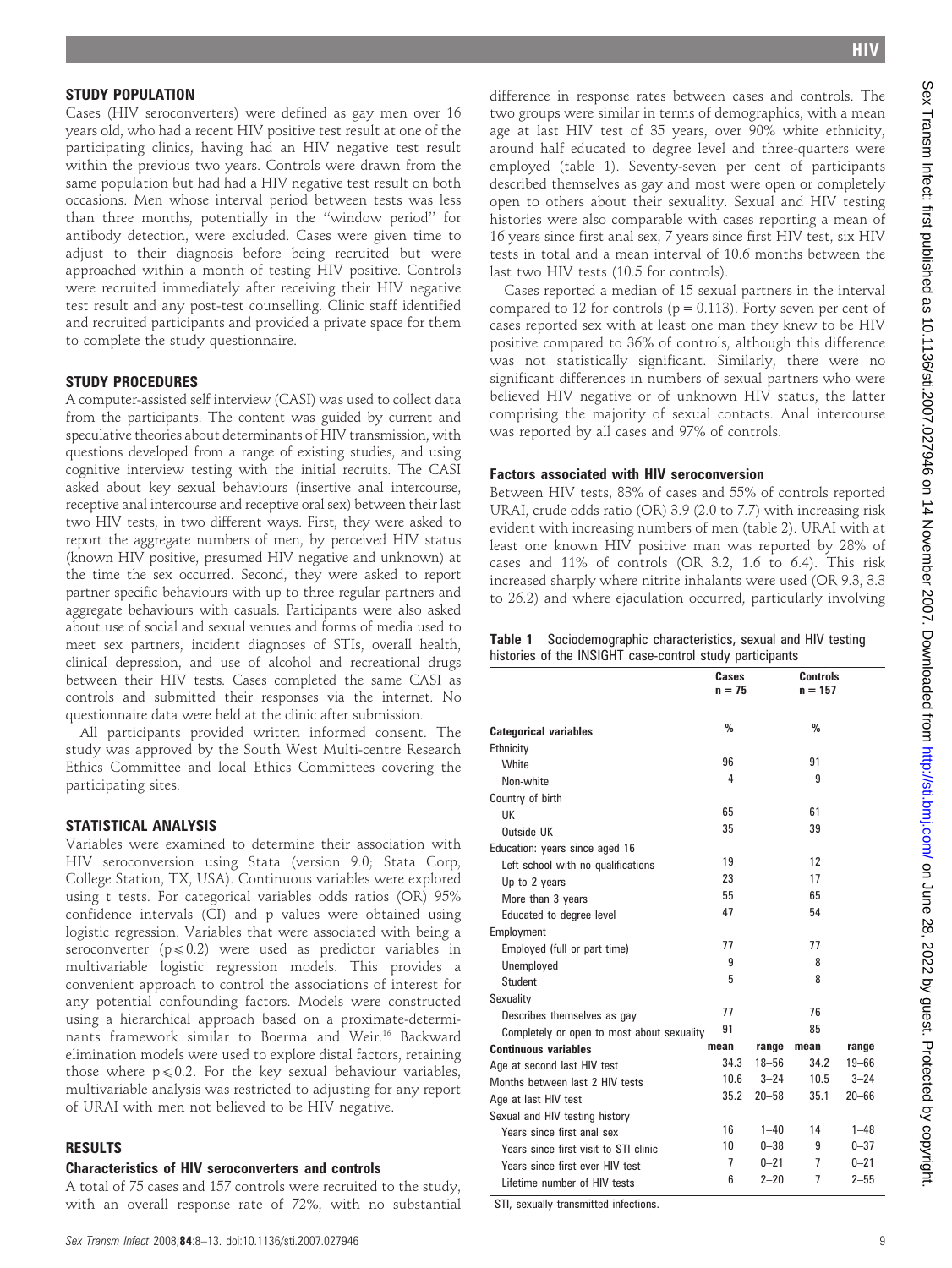## STUDY POPULATION

Cases (HIV seroconverters) were defined as gay men over 16 years old, who had a recent HIV positive test result at one of the participating clinics, having had an HIV negative test result within the previous two years. Controls were drawn from the same population but had had a HIV negative test result on both occasions. Men whose interval period between tests was less than three months, potentially in the "window period" for antibody detection, were excluded. Cases were given time to adjust to their diagnosis before being recruited but were approached within a month of testing HIV positive. Controls were recruited immediately after receiving their HIV negative test result and any post-test counselling. Clinic staff identified and recruited participants and provided a private space for them to complete the study questionnaire.

## STUDY PROCEDURES

A computer-assisted self interview (CASI) was used to collect data from the participants. The content was guided by current and speculative theories about determinants of HIV transmission, with questions developed from a range of existing studies, and using cognitive interview testing with the initial recruits. The CASI asked about key sexual behaviours (insertive anal intercourse, receptive anal intercourse and receptive oral sex) between their last two HIV tests, in two different ways. First, they were asked to report the aggregate numbers of men, by perceived HIV status (known HIV positive, presumed HIV negative and unknown) at the time the sex occurred. Second, they were asked to report partner specific behaviours with up to three regular partners and aggregate behaviours with casuals. Participants were also asked about use of social and sexual venues and forms of media used to meet sex partners, incident diagnoses of STIs, overall health, clinical depression, and use of alcohol and recreational drugs between their HIV tests. Cases completed the same CASI as controls and submitted their responses via the internet. No questionnaire data were held at the clinic after submission.

All participants provided written informed consent. The study was approved by the South West Multi-centre Research Ethics Committee and local Ethics Committees covering the participating sites.

## STATISTICAL ANALYSIS

Variables were examined to determine their association with HIV seroconversion using Stata (version 9.0; Stata Corp, College Station, TX, USA). Continuous variables were explored using t tests. For categorical variables odds ratios (OR) 95% confidence intervals (CI) and p values were obtained using logistic regression. Variables that were associated with being a seroconverter ($p \leqslant 0.2$) were used as predictor variables in multivariable logistic regression models. This provides a convenient approach to control the associations of interest for any potential confounding factors. Models were constructed using a hierarchical approach based on a proximate-determinants framework similar to Boerma and Weir.[16] Backward elimination models were used to explore distal factors, retaining those where $p \leqslant 0.2$. For the key sexual behaviour variables, multivariable analysis was restricted to adjusting for any report of URAI with men not believed to be HIV negative.

## RESULTS

### Characteristics of HIV seroconverters and controls

A total of 75 cases and 157 controls were recruited to the study, with an overall response rate of 72%, with no substantial difference in response rates between cases and controls. The two groups were similar in terms of demographics, with a mean age at last HIV test of 35 years, over 90% white ethnicity, around half educated to degree level and three-quarters were employed (table 1). Seventy-seven per cent of participants described themselves as gay and most were open or completely open to others about their sexuality. Sexual and HIV testing histories were also comparable with cases reporting a mean of 16 years since first anal sex, 7 years since first HIV test, six HIV tests in total and a mean interval of 10.6 months between the last two HIV tests (10.5 for controls).

Cases reported a median of 15 sexual partners in the interval compared to 12 for controls ($p = 0.113$). Forty seven per cent of cases reported sex with at least one man they knew to be HIV positive compared to 36% of controls, although this difference was not statistically significant. Similarly, there were no significant differences in numbers of sexual partners who were believed HIV negative or of unknown HIV status, the latter comprising the majority of sexual contacts. Anal intercourse was reported by all cases and 97% of controls.

### Factors associated with HIV seroconversion

Between HIV tests, 83% of cases and 55% of controls reported URAI, crude odds ratio (OR) 3.9 (2.0 to 7.7) with increasing risk evident with increasing numbers of men (table 2). URAI with at least one known HIV positive man was reported by 28% of cases and 11% of controls (OR 3.2, 1.6 to 6.4). This risk increased sharply where nitrite inhalants were used (OR 9.3, 3.3 to 26.2) and where ejaculation occurred, particularly involving

**Table 1** Sociodemographic characteristics, sexual and HIV testing histories of the INSIGHT case-control study participants

| | Cases n = 75 | | Controls n = 157 | |
|---|---|---|---|---|
| **Categorical variables** | % | | % | |
| Ethnicity | | | | |
| White | 96 | | 91 | |
| Non-white | 4 | | 9 | |
| Country of birth | | | | |
| UK | 65 | | 61 | |
| Outside UK | 35 | | 39 | |
| Education: years since aged 16 | | | | |
| Left school with no qualifications | 19 | | 12 | |
| Up to 2 years | 23 | | 17 | |
| More than 3 years | 55 | | 65 | |
| Educated to degree level | 47 | | 54 | |
| Employment | | | | |
| Employed (full or part time) | 77 | | 77 | |
| Unemployed | 9 | | 8 | |
| Student | 5 | | 8 | |
| Sexuality | | | | |
| Describes themselves as gay | 77 | | 76 | |
| Completely or open to most about sexuality | 91 | | 85 | |
| **Continuous variables** | **mean** | **range** | **mean** | **range** |
| Age at second last HIV test | 34.3 | 18–56 | 34.2 | 19–66 |
| Months between last 2 HIV tests | 10.6 | 3–24 | 10.5 | 3–24 |
| Age at last HIV test | 35.2 | 20–58 | 35.1 | 20–66 |
| Sexual and HIV testing history | | | | |
| Years since first anal sex | 16 | 1–40 | 14 | 1–48 |
| Years since first visit to STI clinic | 10 | 0–38 | 9 | 0–37 |
| Years since first ever HIV test | 7 | 0–21 | 7 | 0–21 |
| Lifetime number of HIV tests | 6 | 2–20 | 7 | 2–55 |

STI, sexually transmitted infections.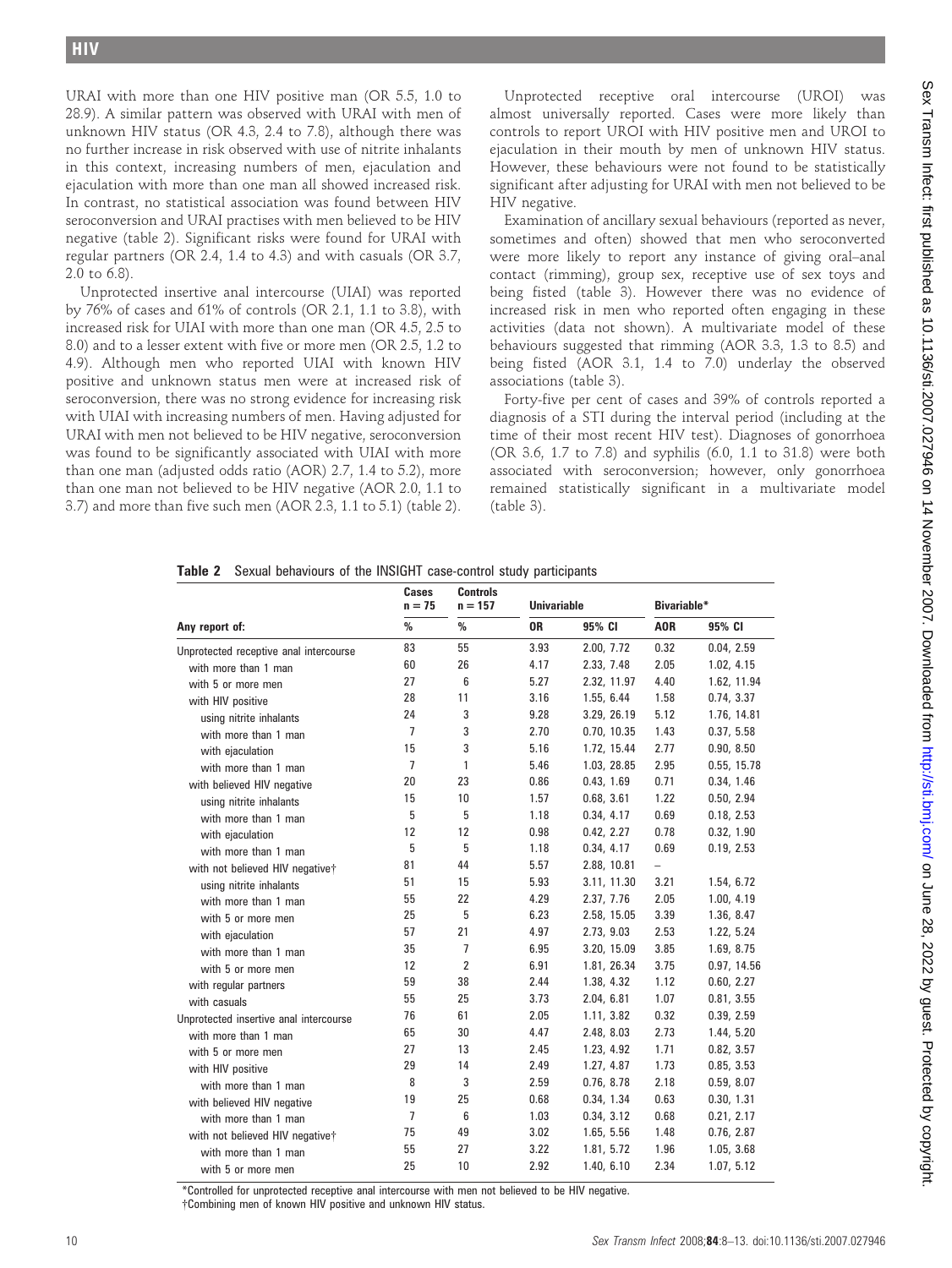URAI with more than one HIV positive man (OR 5.5, 1.0 to 28.9). A similar pattern was observed with URAI with men of unknown HIV status (OR 4.3, 2.4 to 7.8), although there was no further increase in risk observed with use of nitrite inhalants in this context, increasing numbers of men, ejaculation and ejaculation with more than one man all showed increased risk. In contrast, no statistical association was found between HIV seroconversion and URAI practises with men believed to be HIV negative (table 2). Significant risks were found for URAI with regular partners (OR 2.4, 1.4 to 4.3) and with casuals (OR 3.7, 2.0 to 6.8).

Unprotected insertive anal intercourse (UIAI) was reported by 76% of cases and 61% of controls (OR 2.1, 1.1 to 3.8), with increased risk for UIAI with more than one man (OR 4.5, 2.5 to 8.0) and to a lesser extent with five or more men (OR 2.5, 1.2 to 4.9). Although men who reported UIAI with known HIV positive and unknown status men were at increased risk of seroconversion, there was no strong evidence for increasing risk with UIAI with increasing numbers of men. Having adjusted for URAI with men not believed to be HIV negative, seroconversion was found to be significantly associated with UIAI with more than one man (adjusted odds ratio (AOR) 2.7, 1.4 to 5.2), more than one man not believed to be HIV negative (AOR 2.0, 1.1 to 3.7) and more than five such men (AOR 2.3, 1.1 to 5.1) (table 2).

Unprotected receptive oral intercourse (UROI) was almost universally reported. Cases were more likely than controls to report UROI with HIV positive men and UROI to ejaculation in their mouth by men of unknown HIV status. However, these behaviours were not found to be statistically significant after adjusting for URAI with men not believed to be HIV negative.

Examination of ancillary sexual behaviours (reported as never, sometimes and often) showed that men who seroconverted were more likely to report any instance of giving oral–anal contact (rimming), group sex, receptive use of sex toys and being fisted (table 3). However there was no evidence of increased risk in men who reported often engaging in these activities (data not shown). A multivariate model of these behaviours suggested that rimming (AOR 3.3, 1.3 to 8.5) and being fisted (AOR 3.1, 1.4 to 7.0) underlay the observed associations (table 3).

Forty-five per cent of cases and 39% of controls reported a diagnosis of a STI during the interval period (including at the time of their most recent HIV test). Diagnoses of gonorrhoea (OR 3.6, 1.7 to 7.8) and syphilis (6.0, 1.1 to 31.8) were both associated with seroconversion; however, only gonorrhoea remained statistically significant in a multivariate model (table 3).

**Table 2** Sexual behaviours of the INSIGHT case-control study participants

| Any report of: | Cases n = 75 % | Controls n = 157 % | Univariable OR | Univariable 95% CI | Bivariable* AOR | Bivariable* 95% CI |
|---|---|---|---|---|---|---|
| Unprotected receptive anal intercourse | 83 | 55 | 3.93 | 2.00, 7.72 | 0.32 | 0.04, 2.59 |
| with more than 1 man | 60 | 26 | 4.17 | 2.33, 7.48 | 2.05 | 1.02, 4.15 |
| with 5 or more men | 27 | 6 | 5.27 | 2.32, 11.97 | 4.40 | 1.62, 11.94 |
| with HIV positive | 28 | 11 | 3.16 | 1.55, 6.44 | 1.58 | 0.74, 3.37 |
| using nitrite inhalants | 24 | 3 | 9.28 | 3.29, 26.19 | 5.12 | 1.76, 14.81 |
| with more than 1 man | 7 | 3 | 2.70 | 0.70, 10.35 | 1.43 | 0.37, 5.58 |
| with ejaculation | 15 | 3 | 5.16 | 1.72, 15.44 | 2.77 | 0.90, 8.50 |
| with more than 1 man | 7 | 1 | 5.46 | 1.03, 28.85 | 2.95 | 0.55, 15.78 |
| with believed HIV negative | 20 | 23 | 0.86 | 0.43, 1.69 | 0.71 | 0.34, 1.46 |
| using nitrite inhalants | 15 | 10 | 1.57 | 0.68, 3.61 | 1.22 | 0.50, 2.94 |
| with more than 1 man | 5 | 5 | 1.18 | 0.34, 4.17 | 0.69 | 0.18, 2.53 |
| with ejaculation | 12 | 12 | 0.98 | 0.42, 2.27 | 0.78 | 0.32, 1.90 |
| with more than 1 man | 5 | 5 | 1.18 | 0.34, 4.17 | 0.69 | 0.19, 2.53 |
| with not believed HIV negative† | 81 | 44 | 5.57 | 2.88, 10.81 | – | |
| using nitrite inhalants | 51 | 15 | 5.93 | 3.11, 11.30 | 3.21 | 1.54, 6.72 |
| with more than 1 man | 55 | 22 | 4.29 | 2.37, 7.76 | 2.05 | 1.00, 4.19 |
| with 5 or more men | 25 | 5 | 6.23 | 2.58, 15.05 | 3.39 | 1.36, 8.47 |
| with ejaculation | 57 | 21 | 4.97 | 2.73, 9.03 | 2.53 | 1.22, 5.24 |
| with more than 1 man | 35 | 7 | 6.95 | 3.20, 15.09 | 3.85 | 1.69, 8.75 |
| with 5 or more men | 12 | 2 | 6.91 | 1.81, 26.34 | 3.75 | 0.97, 14.56 |
| with regular partners | 59 | 38 | 2.44 | 1.38, 4.32 | 1.12 | 0.60, 2.27 |
| with casuals | 55 | 25 | 3.73 | 2.04, 6.81 | 1.07 | 0.81, 3.55 |
| Unprotected insertive anal intercourse | 76 | 61 | 2.05 | 1.11, 3.82 | 0.32 | 0.39, 2.59 |
| with more than 1 man | 65 | 30 | 4.47 | 2.48, 8.03 | 2.73 | 1.44, 5.20 |
| with 5 or more men | 27 | 13 | 2.45 | 1.23, 4.92 | 1.71 | 0.82, 3.57 |
| with HIV positive | 29 | 14 | 2.49 | 1.27, 4.87 | 1.73 | 0.85, 3.53 |
| with more than 1 man | 8 | 3 | 2.59 | 0.76, 8.78 | 2.18 | 0.59, 8.07 |
| with believed HIV negative | 19 | 25 | 0.68 | 0.34, 1.34 | 0.63 | 0.30, 1.31 |
| with more than 1 man | 7 | 6 | 1.03 | 0.34, 3.12 | 0.68 | 0.21, 2.17 |
| with not believed HIV negative† | 75 | 49 | 3.02 | 1.65, 5.56 | 1.48 | 0.76, 2.87 |
| with more than 1 man | 55 | 27 | 3.22 | 1.81, 5.72 | 1.96 | 1.05, 3.68 |
| with 5 or more men | 25 | 10 | 2.92 | 1.40, 6.10 | 2.34 | 1.07, 5.12 |

*Controlled for unprotected receptive anal intercourse with men not believed to be HIV negative.
†Combining men of known HIV positive and unknown HIV status.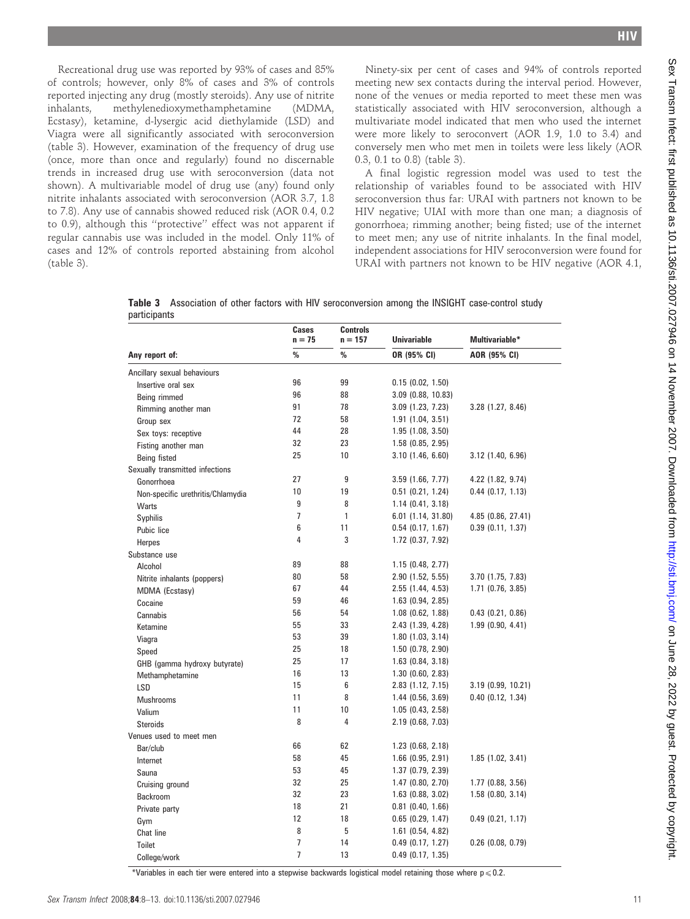Recreational drug use was reported by 93% of cases and 85% of controls; however, only 8% of cases and 3% of controls reported injecting any drug (mostly steroids). Any use of nitrite inhalants, methylenedioxymethamphetamine (MDMA, Ecstasy), ketamine, d-lysergic acid diethylamide (LSD) and Viagra were all significantly associated with seroconversion (table 3). However, examination of the frequency of drug use (once, more than once and regularly) found no discernable trends in increased drug use with seroconversion (data not shown). A multivariable model of drug use (any) found only nitrite inhalants associated with seroconversion (AOR 3.7, 1.8 to 7.8). Any use of cannabis showed reduced risk (AOR 0.4, 0.2 to 0.9), although this "protective" effect was not apparent if regular cannabis use was included in the model. Only 11% of cases and 12% of controls reported abstaining from alcohol (table 3).

Ninety-six per cent of cases and 94% of controls reported meeting new sex contacts during the interval period. However, none of the venues or media reported to meet these men was statistically associated with HIV seroconversion, although a multivariate model indicated that men who used the internet were more likely to seroconvert (AOR 1.9, 1.0 to 3.4) and conversely men who met men in toilets were less likely (AOR 0.3, 0.1 to 0.8) (table 3).

A final logistic regression model was used to test the relationship of variables found to be associated with HIV seroconversion thus far: URAI with partners not known to be HIV negative; UIAI with more than one man; a diagnosis of gonorrhoea; rimming another; being fisted; use of the internet to meet men; any use of nitrite inhalants. In the final model, independent associations for HIV seroconversion were found for URAI with partners not known to be HIV negative (AOR 4.1,

**Table 3** Association of other factors with HIV seroconversion among the INSIGHT case-control study participants

| Any report of: | Cases n = 75 % | Controls n = 157 % | Univariable OR (95% CI) | Multivariable* AOR (95% CI) |
|---|---|---|---|---|
| Ancillary sexual behaviours | | | | |
| Insertive oral sex | 96 | 99 | 0.15 (0.02, 1.50) | |
| Being rimmed | 96 | 88 | 3.09 (0.88, 10.83) | |
| Rimming another man | 91 | 78 | 3.09 (1.23, 7.23) | 3.28 (1.27, 8.46) |
| Group sex | 72 | 58 | 1.91 (1.04, 3.51) | |
| Sex toys: receptive | 44 | 28 | 1.95 (1.08, 3.50) | |
| Fisting another man | 32 | 23 | 1.58 (0.85, 2.95) | |
| Being fisted | 25 | 10 | 3.10 (1.46, 6.60) | 3.12 (1.40, 6.96) |
| Sexually transmitted infections | | | | |
| Gonorrhoea | 27 | 9 | 3.59 (1.66, 7.77) | 4.22 (1.82, 9.74) |
| Non-specific urethritis/Chlamydia | 10 | 19 | 0.51 (0.21, 1.24) | 0.44 (0.17, 1.13) |
| Warts | 9 | 8 | 1.14 (0.41, 3.18) | |
| Syphilis | 7 | 1 | 6.01 (1.14, 31.80) | 4.85 (0.86, 27.41) |
| Pubic lice | 6 | 11 | 0.54 (0.17, 1.67) | 0.39 (0.11, 1.37) |
| Herpes | 4 | 3 | 1.72 (0.37, 7.92) | |
| Substance use | | | | |
| Alcohol | 89 | 88 | 1.15 (0.48, 2.77) | |
| Nitrite inhalants (poppers) | 80 | 58 | 2.90 (1.52, 5.55) | 3.70 (1.75, 7.83) |
| MDMA (Ecstasy) | 67 | 44 | 2.55 (1.44, 4.53) | 1.71 (0.76, 3.85) |
| Cocaine | 59 | 46 | 1.63 (0.94, 2.85) | |
| Cannabis | 56 | 54 | 1.08 (0.62, 1.88) | 0.43 (0.21, 0.86) |
| Ketamine | 55 | 33 | 2.43 (1.39, 4.28) | 1.99 (0.90, 4.41) |
| Viagra | 53 | 39 | 1.80 (1.03, 3.14) | |
| Speed | 25 | 18 | 1.50 (0.78, 2.90) | |
| GHB (gamma hydroxy butyrate) | 25 | 17 | 1.63 (0.84, 3.18) | |
| Methamphetamine | 16 | 13 | 1.30 (0.60, 2.83) | |
| LSD | 15 | 6 | 2.83 (1.12, 7.15) | 3.19 (0.99, 10.21) |
| Mushrooms | 11 | 8 | 1.44 (0.56, 3.69) | 0.40 (0.12, 1.34) |
| Valium | 11 | 10 | 1.05 (0.43, 2.58) | |
| Steroids | 8 | 4 | 2.19 (0.68, 7.03) | |
| Venues used to meet men | | | | |
| Bar/club | 66 | 62 | 1.23 (0.68, 2.18) | |
| Internet | 58 | 45 | 1.66 (0.95, 2.91) | 1.85 (1.02, 3.41) |
| Sauna | 53 | 45 | 1.37 (0.79, 2.39) | |
| Cruising ground | 32 | 25 | 1.47 (0.80, 2.70) | 1.77 (0.88, 3.56) |
| Backroom | 32 | 23 | 1.63 (0.88, 3.02) | 1.58 (0.80, 3.14) |
| Private party | 18 | 21 | 0.81 (0.40, 1.66) | |
| Gym | 12 | 18 | 0.65 (0.29, 1.47) | 0.49 (0.21, 1.17) |
| Chat line | 8 | 5 | 1.61 (0.54, 4.82) | |
| Toilet | 7 | 14 | 0.49 (0.17, 1.27) | 0.26 (0.08, 0.79) |
| College/work | 7 | 13 | 0.49 (0.17, 1.35) | |

*Variables in each tier were entered into a stepwise backwards logistical model retaining those where $p \leqslant 0.2$.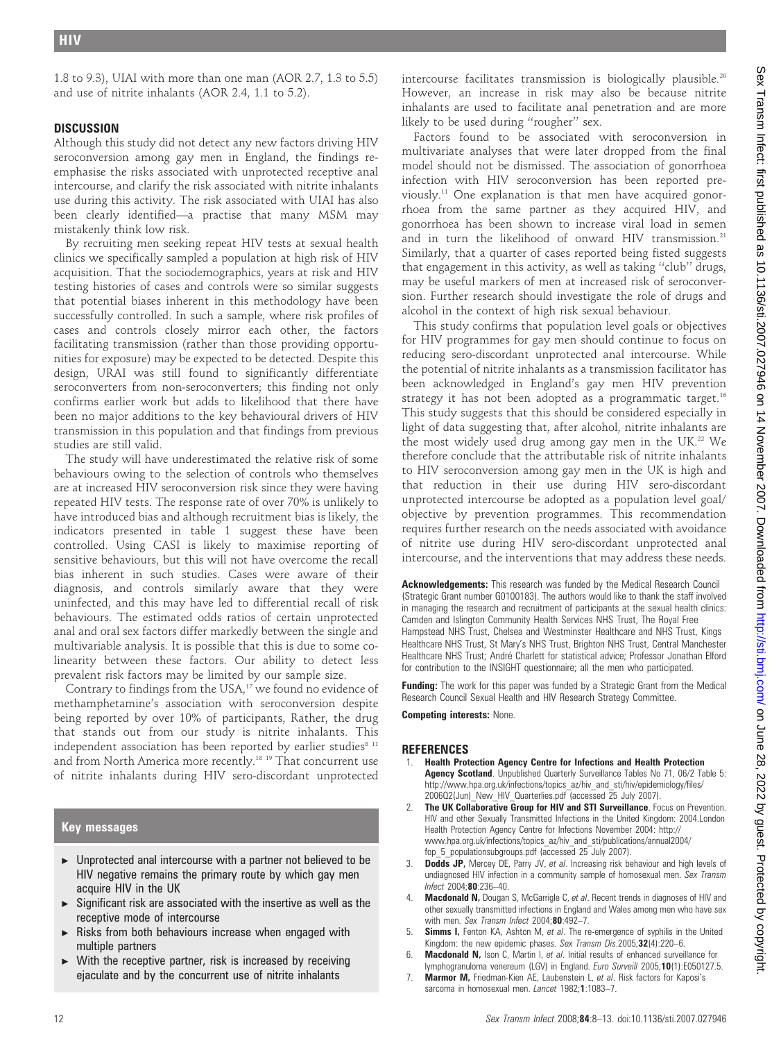1.8 to 9.3), UIAI with more than one man (AOR 2.7, 1.3 to 5.5) and use of nitrite inhalants (AOR 2.4, 1.1 to 5.2).

## DISCUSSION

Although this study did not detect any new factors driving HIV seroconversion among gay men in England, the findings re-emphasise the risks associated with unprotected receptive anal intercourse, and clarify the risk associated with nitrite inhalants use during this activity. The risk associated with UIAI has also been clearly identified—a practise that many MSM may mistakenly think low risk.

By recruiting men seeking repeat HIV tests at sexual health clinics we specifically sampled a population at high risk of HIV acquisition. That the sociodemographics, years at risk and HIV testing histories of cases and controls were so similar suggests that potential biases inherent in this methodology have been successfully controlled. In such a sample, where risk profiles of cases and controls closely mirror each other, the factors facilitating transmission (rather than those providing opportunities for exposure) may be expected to be detected. Despite this design, URAI was still found to significantly differentiate seroconverters from non-seroconverters; this finding not only confirms earlier work but adds to likelihood that there have been no major additions to the key behavioural drivers of HIV transmission in this population and that findings from previous studies are still valid.

The study will have underestimated the relative risk of some behaviours owing to the selection of controls who themselves are at increased HIV seroconversion risk since they were having repeated HIV tests. The response rate of over 70% is unlikely to have introduced bias and although recruitment bias is likely, the indicators presented in table 1 suggest these have been controlled. Using CASI is likely to maximise reporting of sensitive behaviours, but this will not have overcome the recall bias inherent in such studies. Cases were aware of their diagnosis, and controls similarly aware that they were uninfected, and this may have led to differential recall of risk behaviours. The estimated odds ratios of certain unprotected anal and oral sex factors differ markedly between the single and multivariable analysis. It is possible that this is due to some co-linearity between these factors. Our ability to detect less prevalent risk factors may be limited by our sample size.

Contrary to findings from the USA,[17] we found no evidence of methamphetamine's association with seroconversion despite being reported by over 10% of participants, Rather, the drug that stands out from our study is nitrite inhalants. This independent association has been reported by earlier studies[8 11] and from North America more recently.[18 19] That concurrent use of nitrite inhalants during HIV sero-discordant unprotected intercourse facilitates transmission is biologically plausible.[20] However, an increase in risk may also be because nitrite inhalants are used to facilitate anal penetration and are more likely to be used during "rougher" sex.

Factors found to be associated with seroconversion in multivariate analyses that were later dropped from the final model should not be dismissed. The association of gonorrhoea infection with HIV seroconversion has been reported previously.[11] One explanation is that men have acquired gonorrhoea from the same partner as they acquired HIV, and gonorrhoea has been shown to increase viral load in semen and in turn the likelihood of onward HIV transmission.[21] Similarly, that a quarter of cases reported being fisted suggests that engagement in this activity, as well as taking "club" drugs, may be useful markers of men at increased risk of seroconversion. Further research should investigate the role of drugs and alcohol in the context of high risk sexual behaviour.

This study confirms that population level goals or objectives for HIV programmes for gay men should continue to focus on reducing sero-discordant unprotected anal intercourse. While the potential of nitrite inhalants as a transmission facilitator has been acknowledged in England's gay men HIV prevention strategy it has not been adopted as a programmatic target.[16] This study suggests that this should be considered especially in light of data suggesting that, after alcohol, nitrite inhalants are the most widely used drug among gay men in the UK.[22] We therefore conclude that the attributable risk of nitrite inhalants to HIV seroconversion among gay men in the UK is high and that reduction in their use during HIV sero-discordant unprotected intercourse be adopted as a population level goal/objective by prevention programmes. This recommendation requires further research on the needs associated with avoidance of nitrite use during HIV sero-discordant unprotected anal intercourse, and the interventions that may address these needs.

### Key messages

- Unprotected anal intercourse with a partner not believed to be HIV negative remains the primary route by which gay men acquire HIV in the UK
- Significant risk are associated with the insertive as well as the receptive mode of intercourse
- Risks from both behaviours increase when engaged with multiple partners
- With the receptive partner, risk is increased by receiving ejaculate and by the concurrent use of nitrite inhalants

**Acknowledgements:** This research was funded by the Medical Research Council (Strategic Grant number G0100183). The authors would like to thank the staff involved in managing the research and recruitment of participants at the sexual health clinics: Camden and Islington Community Health Services NHS Trust, The Royal Free Hampstead NHS Trust, Chelsea and Westminster Healthcare and NHS Trust, Kings Healthcare NHS Trust, St Mary's NHS Trust, Brighton NHS Trust, Central Manchester Healthcare NHS Trust; André Charlett for statistical advice; Professor Jonathan Elford for contribution to the INSIGHT questionnaire; all the men who participated.

**Funding:** The work for this paper was funded by a Strategic Grant from the Medical Research Council Sexual Health and HIV Research Strategy Committee.

**Competing interests:** None.

## REFERENCES

1. **Health Protection Agency Centre for Infections and Health Protection Agency Scotland**. Unpublished Quarterly Surveillance Tables No 71, 06/2 Table 5: http://www.hpa.org.uk/infections/topics_az/hiv_and_sti/hiv/epidemiology/files/2006Q2(Jun)_New_HIV_Quarterlies.pdf (accessed 25 July 2007).
2. **The UK Collaborative Group for HIV and STI Surveillance**. Focus on Prevention. HIV and other Sexually Transmitted Infections in the United Kingdom: 2004.London Health Protection Agency Centre for Infections November 2004: http://www.hpa.org.uk/infections/topics_az/hiv_and_sti/publications/annual2004/fop_5_populationsubgroups.pdf (accessed 25 July 2007).
3. **Dodds JP,** Mercey DE, Parry JV, *et al*. Increasing risk behaviour and high levels of undiagnosed HIV infection in a community sample of homosexual men. *Sex Transm Infect* 2004;**80**:236–40.
4. **Macdonald N,** Dougan S, McGarrigle C, *et al*. Recent trends in diagnoses of HIV and other sexually transmitted infections in England and Wales among men who have sex with men. *Sex Transm Infect* 2004;**80**:492–7.
5. **Simms I,** Fenton KA, Ashton M, *et al*. The re-emergence of syphilis in the United Kingdom: the new epidemic phases. *Sex Transm Dis*.2005;**32**(4):220–6.
6. **Macdonald N,** Ison C, Martin I, *et al*. Initial results of enhanced surveillance for lymphogranuloma venereum (LGV) in England. *Euro Surveill* 2005;**10**(1):E050127.5.
7. **Marmor M,** Friedman-Kien AE, Laubenstein L, *et al*. Risk factors for Kaposi's sarcoma in homosexual men. *Lancet* 1982;**1**:1083–7.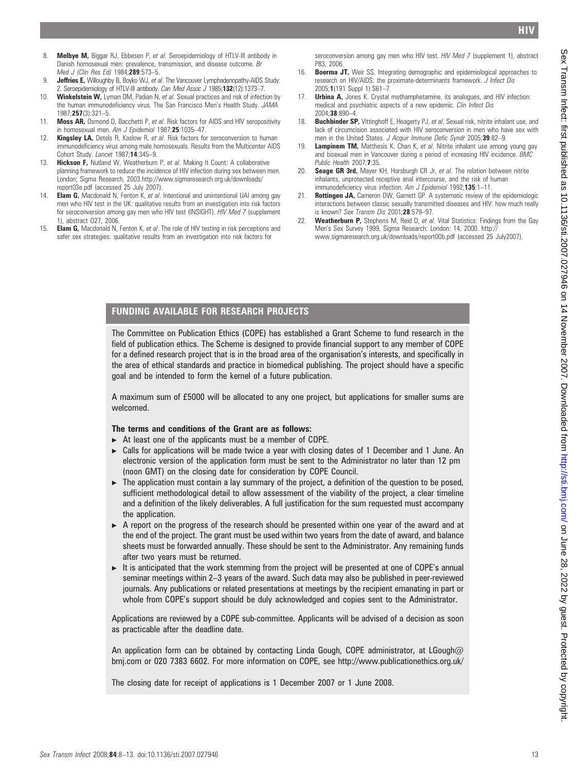8. **Melbye M,** Biggar RJ, Ebbesen P, *et al*. Seroepidemiology of HTLV-III antibody in Danish homosexual men: prevalence, transmission, and disease outcome. *Br Med J (Clin Res Ed)* 1984;**289**:573–5.
9. **Jeffries E,** Willoughby B, Boyko WJ, *et al*. The Vancouver Lymphadenopathy-AIDS Study: 2. Seroepidemiology of HTLV-III antibody. *Can Med Assoc J* 1985;**132**(12):1373–7.
10. **Winkelstein W,** Lyman DM, Padian N, *et al*. Sexual practices and risk of infection by the human immunodeficiency virus. The San Francisco Men's Health Study. *JAMA* 1987;**257**(3):321–5.
11. **Moss AR,** Osmond D, Bacchetti P, *et al*. Risk factors for AIDS and HIV seropositivity in homosexual men. *Am J Epidemiol* 1987;**25**:1035–47.
12. **Kingsley LA,** Detels R, Kaslow R, *et al*. Risk factors for seroconversion to human immunodeficiency virus among male homosexuals. Results from the Multicenter AIDS Cohort Study. *Lancet* 1987;**14**:345–9.
13. **Hickson F,** Nutland W, Weatherburn P, *et al*. Making It Count: A collaborative planning framework to reduce the incidence of HIV infection during sex between men. London; Sigma Research, 2003.http://www.sigmaresearch.org.uk/downloads/report03e.pdf (accessed 25 July 2007).
14. **Elam G,** Macdonald N, Fenton K, *et al*. Intentional and unintentional UAI among gay men who HIV test in the UK: qualitative results from an investigation into risk factors for seroconversion among gay men who HIV test (INSIGHT). *HIV Med 7* (supplement 1), abstract O27, 2006.
15. **Elam G,** Macdonald N, Fenton K, *et al*. The role of HIV testing in risk perceptions and safer sex strategies: qualitative results from an investigation into risk factors for seroconversion among gay men who HIV test. *HIV Med 7* (supplement 1), abstract P83, 2006.
16. **Boerma JT,** Weir SS. Integrating demographic and epidemiological approaches to research on HIV/AIDS: the proximate-determinants framework. *J Infect Dis* 2005;**1**(191 Suppl 1):S61–7.
17. **Urbina A,** Jones K. Crystal methamphetamine, its analogues, and HIV infection: medical and psychiatric aspects of a new epidemic. *Clin Infect Dis* 2004;**38**:890–4.
18. **Buchbinder SP,** Vittinghoff E, Heagerty PJ, *et al*. Sexual risk, nitrite inhalant use, and lack of circumcision associated with HIV seroconversion in men who have sex with men in the United States. *J Acquir Immune Defic Syndr* 2005;**39**:82–9.
19. **Lampinem TM,** Matthesis K, Chan K, *et al*. Nitrite inhalant use among young gay and bisexual men in Vancouver during a period of increasing HIV incidence. *BMC Public Health* 2007;**7**:35.
20. **Seage GR 3rd,** Mayer KH, Horsburgh CR Jr, *et al*. The relation between nitrite inhalants, unprotected receptive anal intercourse, and the risk of human immunodeficiency virus infection. *Am J Epidemiol* 1992;**135**:1–11.
21. **Rottingen JA,** Cameron DW, Garnett GP. A systematic review of the epidemiologic interactions between classic sexually transmitted diseases and HIV: how much really is known? *Sex Transm Dis* 2001;**28**:579–97.
22. **Weatherburn P,** Stephens M, Reid D, *et al*. Vital Statistics: Findings from the Gay Men's Sex Survey 1999, Sigma Research: London: 14, 2000. http://www.sigmaresearch.org.uk/downloads/report00b.pdf (accessed 25 July2007).

## FUNDING AVAILABLE FOR RESEARCH PROJECTS

The Committee on Publication Ethics (COPE) has established a Grant Scheme to fund research in the field of publication ethics. The Scheme is designed to provide financial support to any member of COPE for a defined research project that is in the broad area of the organisation's interests, and specifically in the area of ethical standards and practice in biomedical publishing. The project should have a specific goal and be intended to form the kernel of a future publication.

A maximum sum of £5000 will be allocated to any one project, but applications for smaller sums are welcomed.

**The terms and conditions of the Grant are as follows:**

- At least one of the applicants must be a member of COPE.
- Calls for applications will be made twice a year with closing dates of 1 December and 1 June. An electronic version of the application form must be sent to the Administrator no later than 12 pm (noon GMT) on the closing date for consideration by COPE Council.
- The application must contain a lay summary of the project, a definition of the question to be posed, sufficient methodological detail to allow assessment of the viability of the project, a clear timeline and a definition of the likely deliverables. A full justification for the sum requested must accompany the application.
- A report on the progress of the research should be presented within one year of the award and at the end of the project. The grant must be used within two years from the date of award, and balance sheets must be forwarded annually. These should be sent to the Administrator. Any remaining funds after two years must be returned.
- It is anticipated that the work stemming from the project will be presented at one of COPE's annual seminar meetings within 2–3 years of the award. Such data may also be published in peer-reviewed journals. Any publications or related presentations at meetings by the recipient emanating in part or whole from COPE's support should be duly acknowledged and copies sent to the Administrator.

Applications are reviewed by a COPE sub-committee. Applicants will be advised of a decision as soon as practicable after the deadline date.

An application form can be obtained by contacting Linda Gough, COPE administrator, at LGough@bmj.com or 020 7383 6602. For more information on COPE, see http://www.publicationethics.org.uk/

The closing date for receipt of applications is 1 December 2007 or 1 June 2008.